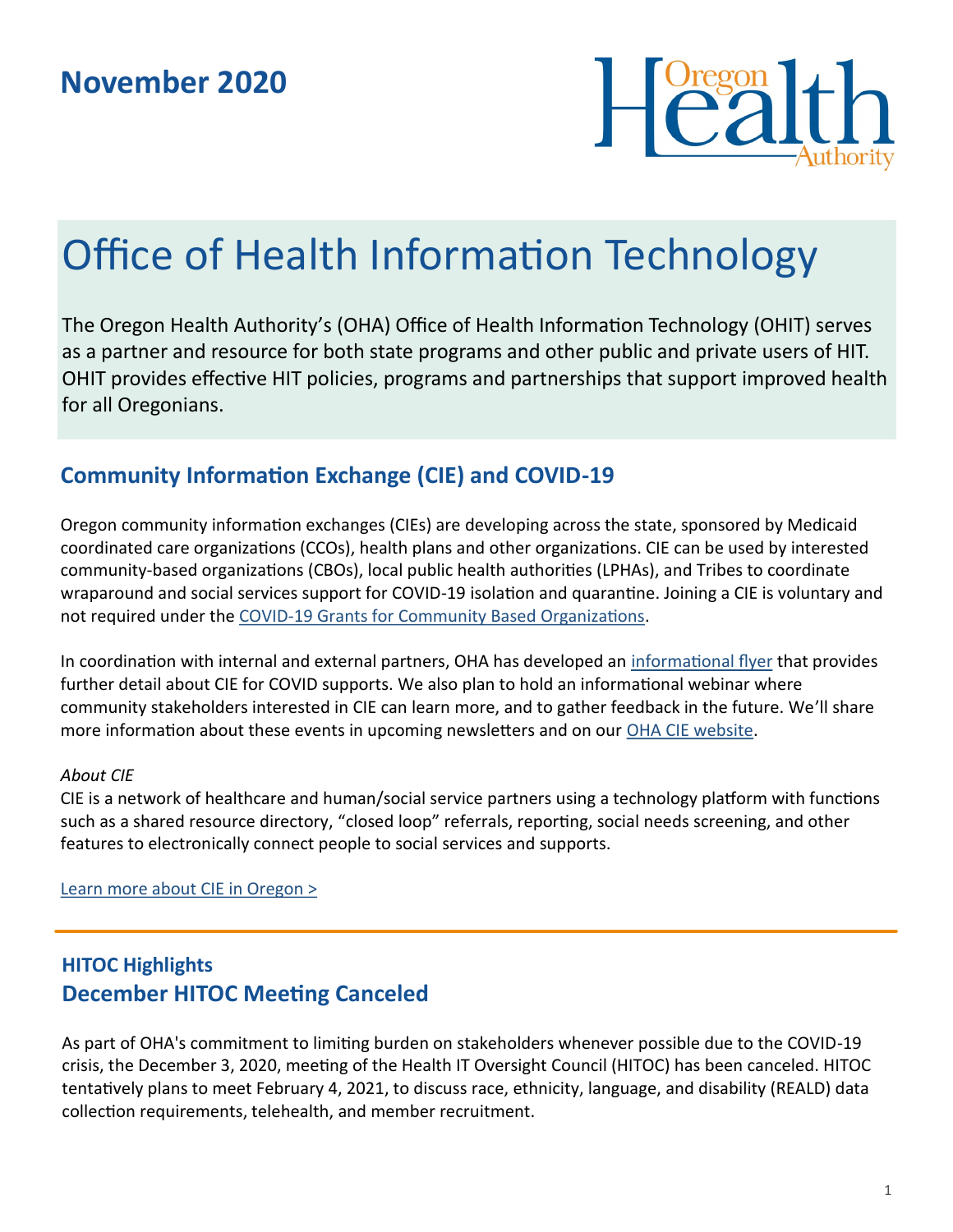## November 2020

# Office of Health Information Technology

The Oregon Health Authority's (OHA) Office of Health Information Technology (OHIT) serves as a partner and resource for both state programs and other public and private users of HIT. OHIT provides effective HIT policies, programs and partnerships that support improved health for all Oregonians.

## Community Information Exchange (CIE) and COVID-19

Oregon community information exchanges (CIEs) are developing across the state, sponsored by Medicaid coordinated care organizations (CCOs), health plans and other organizations. CIE can be used by interested community-based organizations (CBOs), local public health authorities (LPHAs), and Tribes to coordinate wraparound and social services support for COVID-19 isolation and quarantine. Joining a CIE is voluntary and not required under the COVID-19 Grants for Community Based Organizations.

In coordination with internal and external partners, OHA has developed an informational flyer that provides further detail about CIE for COVID supports. We also plan to hold an informational webinar where community stakeholders interested in CIE can learn more, and to gather feedback in the future. We'll share more information about these events in upcoming newsletters and on our OHA CIE website.

*About CIE*
CIE is a network of healthcare and human/social service partners using a technology platform with functions such as a shared resource directory, "closed loop" referrals, reporting, social needs screening, and other features to electronically connect people to social services and supports.

Learn more about CIE in Oregon >

---

### HITOC Highlights
## December HITOC Meeting Canceled

As part of OHA's commitment to limiting burden on stakeholders whenever possible due to the COVID-19 crisis, the December 3, 2020, meeting of the Health IT Oversight Council (HITOC) has been canceled. HITOC tentatively plans to meet February 4, 2021, to discuss race, ethnicity, language, and disability (REALD) data collection requirements, telehealth, and member recruitment.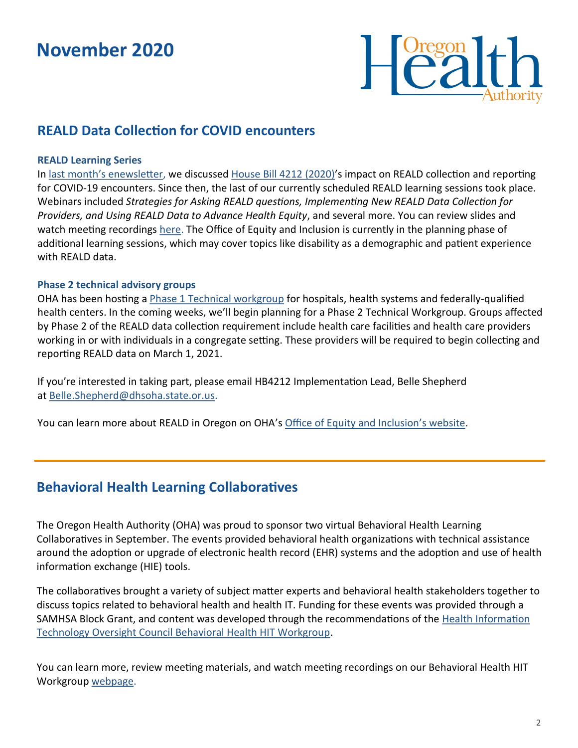# November 2020

## REALD Data Collection for COVID encounters

### REALD Learning Series

In last month's enewsletter, we discussed House Bill 4212 (2020)'s impact on REALD collection and reporting for COVID-19 encounters. Since then, the last of our currently scheduled REALD learning sessions took place. Webinars included *Strategies for Asking REALD questions, Implementing New REALD Data Collection for Providers, and Using REALD Data to Advance Health Equity*, and several more. You can review slides and watch meeting recordings here. The Office of Equity and Inclusion is currently in the planning phase of additional learning sessions, which may cover topics like disability as a demographic and patient experience with REALD data.

### Phase 2 technical advisory groups

OHA has been hosting a Phase 1 Technical workgroup for hospitals, health systems and federally-qualified health centers. In the coming weeks, we'll begin planning for a Phase 2 Technical Workgroup. Groups affected by Phase 2 of the REALD data collection requirement include health care facilities and health care providers working in or with individuals in a congregate setting. These providers will be required to begin collecting and reporting REALD data on March 1, 2021.

If you're interested in taking part, please email HB4212 Implementation Lead, Belle Shepherd at Belle.Shepherd@dhsoha.state.or.us.

You can learn more about REALD in Oregon on OHA's Office of Equity and Inclusion's website.

## Behavioral Health Learning Collaboratives

The Oregon Health Authority (OHA) was proud to sponsor two virtual Behavioral Health Learning Collaboratives in September. The events provided behavioral health organizations with technical assistance around the adoption or upgrade of electronic health record (EHR) systems and the adoption and use of health information exchange (HIE) tools.

The collaboratives brought a variety of subject matter experts and behavioral health stakeholders together to discuss topics related to behavioral health and health IT. Funding for these events was provided through a SAMHSA Block Grant, and content was developed through the recommendations of the Health Information Technology Oversight Council Behavioral Health HIT Workgroup.

You can learn more, review meeting materials, and watch meeting recordings on our Behavioral Health HIT Workgroup webpage.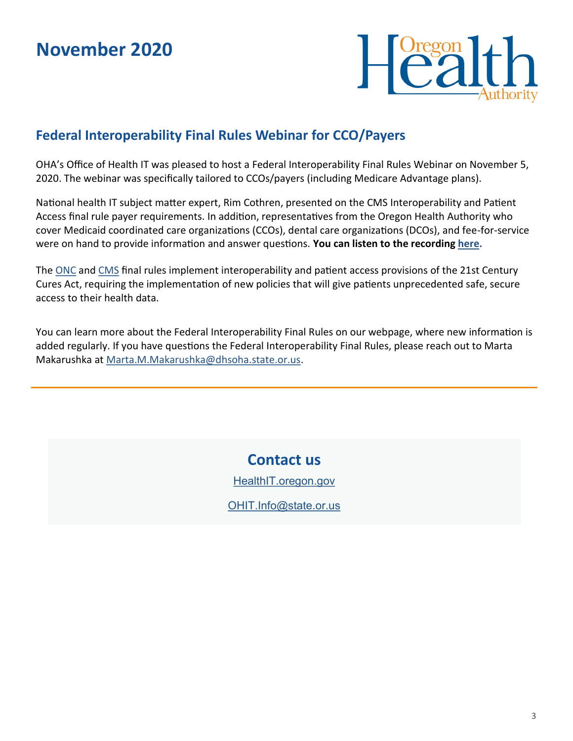# November 2020

## Federal Interoperability Final Rules Webinar for CCO/Payers

OHA's Office of Health IT was pleased to host a Federal Interoperability Final Rules Webinar on November 5, 2020. The webinar was specifically tailored to CCOs/payers (including Medicare Advantage plans).

National health IT subject matter expert, Rim Cothren, presented on the CMS Interoperability and Patient Access final rule payer requirements. In addition, representatives from the Oregon Health Authority who cover Medicaid coordinated care organizations (CCOs), dental care organizations (DCOs), and fee-for-service were on hand to provide information and answer questions. **You can listen to the recording here.**

The ONC and CMS final rules implement interoperability and patient access provisions of the 21st Century Cures Act, requiring the implementation of new policies that will give patients unprecedented safe, secure access to their health data.

You can learn more about the Federal Interoperability Final Rules on our webpage, where new information is added regularly. If you have questions the Federal Interoperability Final Rules, please reach out to Marta Makarushka at Marta.M.Makarushka@dhsoha.state.or.us.

## Contact us

HealthIT.oregon.gov

OHIT.Info@state.or.us